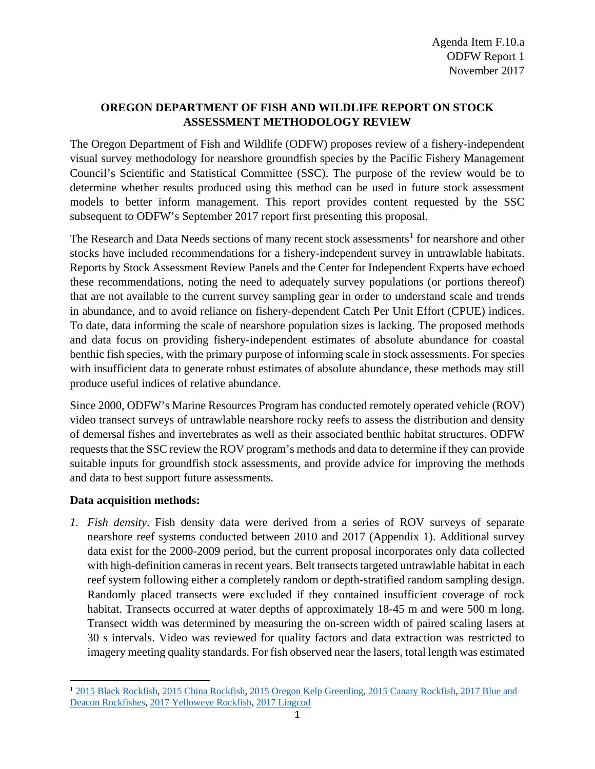Agenda Item F.10.a
ODFW Report 1
November 2017

## OREGON DEPARTMENT OF FISH AND WILDLIFE REPORT ON STOCK ASSESSMENT METHODOLOGY REVIEW

The Oregon Department of Fish and Wildlife (ODFW) proposes review of a fishery-independent visual survey methodology for nearshore groundfish species by the Pacific Fishery Management Council's Scientific and Statistical Committee (SSC). The purpose of the review would be to determine whether results produced using this method can be used in future stock assessment models to better inform management. This report provides content requested by the SSC subsequent to ODFW's September 2017 report first presenting this proposal.

The Research and Data Needs sections of many recent stock assessments[1] for nearshore and other stocks have included recommendations for a fishery-independent survey in untrawlable habitats. Reports by Stock Assessment Review Panels and the Center for Independent Experts have echoed these recommendations, noting the need to adequately survey populations (or portions thereof) that are not available to the current survey sampling gear in order to understand scale and trends in abundance, and to avoid reliance on fishery-dependent Catch Per Unit Effort (CPUE) indices. To date, data informing the scale of nearshore population sizes is lacking. The proposed methods and data focus on providing fishery-independent estimates of absolute abundance for coastal benthic fish species, with the primary purpose of informing scale in stock assessments. For species with insufficient data to generate robust estimates of absolute abundance, these methods may still produce useful indices of relative abundance.

Since 2000, ODFW's Marine Resources Program has conducted remotely operated vehicle (ROV) video transect surveys of untrawlable nearshore rocky reefs to assess the distribution and density of demersal fishes and invertebrates as well as their associated benthic habitat structures. ODFW requests that the SSC review the ROV program's methods and data to determine if they can provide suitable inputs for groundfish stock assessments, and provide advice for improving the methods and data to best support future assessments.

**Data acquisition methods:**

1. *Fish density*. Fish density data were derived from a series of ROV surveys of separate nearshore reef systems conducted between 2010 and 2017 (Appendix 1). Additional survey data exist for the 2000-2009 period, but the current proposal incorporates only data collected with high-definition cameras in recent years. Belt transects targeted untrawlable habitat in each reef system following either a completely random or depth-stratified random sampling design. Randomly placed transects were excluded if they contained insufficient coverage of rock habitat. Transects occurred at water depths of approximately 18-45 m and were 500 m long. Transect width was determined by measuring the on-screen width of paired scaling lasers at 30 s intervals. Video was reviewed for quality factors and data extraction was restricted to imagery meeting quality standards. For fish observed near the lasers, total length was estimated

[1] 2015 Black Rockfish, 2015 China Rockfish, 2015 Oregon Kelp Greenling, 2015 Canary Rockfish, 2017 Blue and Deacon Rockfishes, 2017 Yelloweye Rockfish, 2017 Lingcod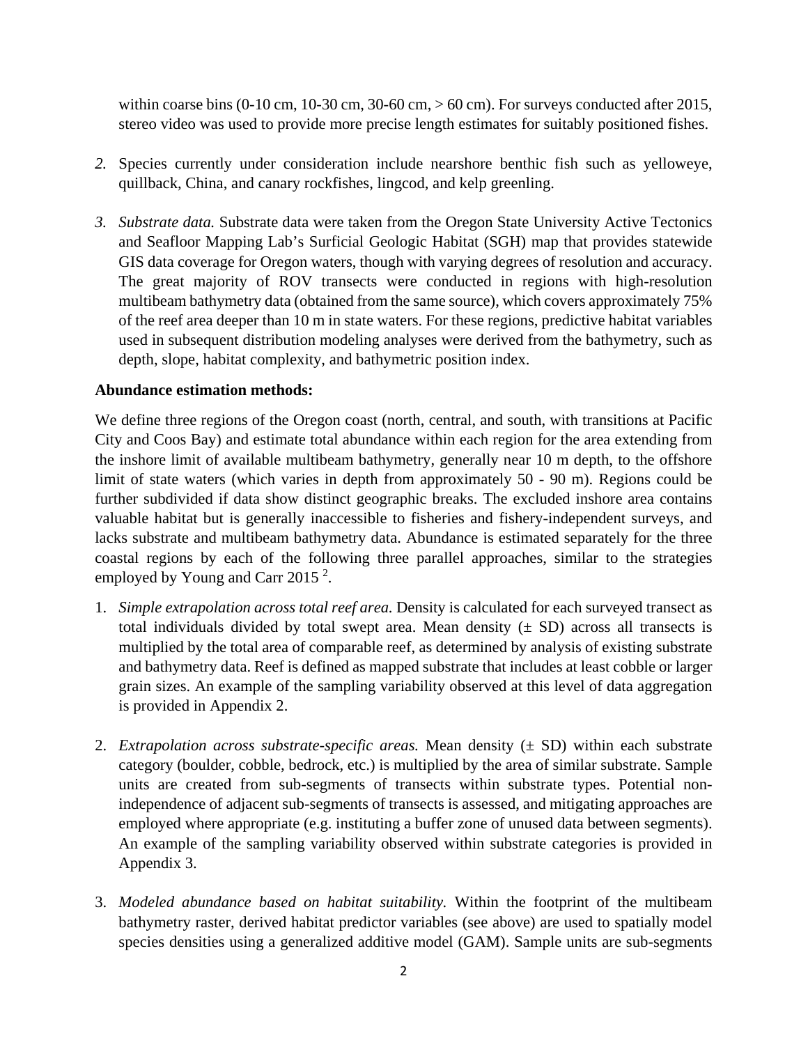within coarse bins (0-10 cm, 10-30 cm, 30-60 cm, > 60 cm). For surveys conducted after 2015, stereo video was used to provide more precise length estimates for suitably positioned fishes.

2. Species currently under consideration include nearshore benthic fish such as yelloweye, quillback, China, and canary rockfishes, lingcod, and kelp greenling.

3. *Substrate data.* Substrate data were taken from the Oregon State University Active Tectonics and Seafloor Mapping Lab's Surficial Geologic Habitat (SGH) map that provides statewide GIS data coverage for Oregon waters, though with varying degrees of resolution and accuracy. The great majority of ROV transects were conducted in regions with high-resolution multibeam bathymetry data (obtained from the same source), which covers approximately 75% of the reef area deeper than 10 m in state waters. For these regions, predictive habitat variables used in subsequent distribution modeling analyses were derived from the bathymetry, such as depth, slope, habitat complexity, and bathymetric position index.

**Abundance estimation methods:**

We define three regions of the Oregon coast (north, central, and south, with transitions at Pacific City and Coos Bay) and estimate total abundance within each region for the area extending from the inshore limit of available multibeam bathymetry, generally near 10 m depth, to the offshore limit of state waters (which varies in depth from approximately 50 - 90 m). Regions could be further subdivided if data show distinct geographic breaks. The excluded inshore area contains valuable habitat but is generally inaccessible to fisheries and fishery-independent surveys, and lacks substrate and multibeam bathymetry data. Abundance is estimated separately for the three coastal regions by each of the following three parallel approaches, similar to the strategies employed by Young and Carr 2015 [2].

1. *Simple extrapolation across total reef area.* Density is calculated for each surveyed transect as total individuals divided by total swept area. Mean density (± SD) across all transects is multiplied by the total area of comparable reef, as determined by analysis of existing substrate and bathymetry data. Reef is defined as mapped substrate that includes at least cobble or larger grain sizes. An example of the sampling variability observed at this level of data aggregation is provided in Appendix 2.

2. *Extrapolation across substrate-specific areas.* Mean density (± SD) within each substrate category (boulder, cobble, bedrock, etc.) is multiplied by the area of similar substrate. Sample units are created from sub-segments of transects within substrate types. Potential non-independence of adjacent sub-segments of transects is assessed, and mitigating approaches are employed where appropriate (e.g. instituting a buffer zone of unused data between segments). An example of the sampling variability observed within substrate categories is provided in Appendix 3.

3. *Modeled abundance based on habitat suitability.* Within the footprint of the multibeam bathymetry raster, derived habitat predictor variables (see above) are used to spatially model species densities using a generalized additive model (GAM). Sample units are sub-segments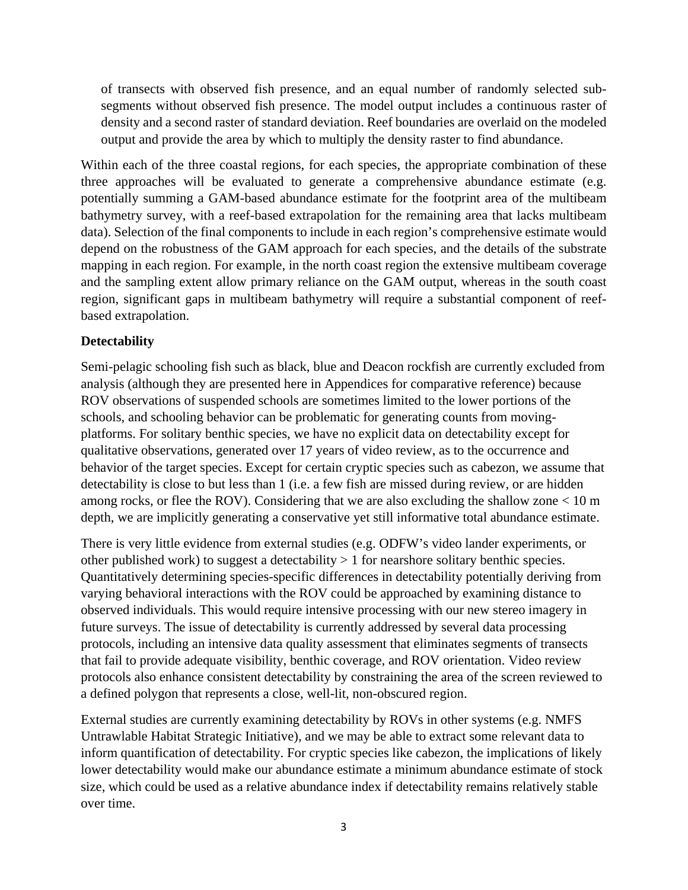of transects with observed fish presence, and an equal number of randomly selected sub-segments without observed fish presence. The model output includes a continuous raster of density and a second raster of standard deviation. Reef boundaries are overlaid on the modeled output and provide the area by which to multiply the density raster to find abundance.

Within each of the three coastal regions, for each species, the appropriate combination of these three approaches will be evaluated to generate a comprehensive abundance estimate (e.g. potentially summing a GAM-based abundance estimate for the footprint area of the multibeam bathymetry survey, with a reef-based extrapolation for the remaining area that lacks multibeam data). Selection of the final components to include in each region's comprehensive estimate would depend on the robustness of the GAM approach for each species, and the details of the substrate mapping in each region. For example, in the north coast region the extensive multibeam coverage and the sampling extent allow primary reliance on the GAM output, whereas in the south coast region, significant gaps in multibeam bathymetry will require a substantial component of reef-based extrapolation.

**Detectability**

Semi-pelagic schooling fish such as black, blue and Deacon rockfish are currently excluded from analysis (although they are presented here in Appendices for comparative reference) because ROV observations of suspended schools are sometimes limited to the lower portions of the schools, and schooling behavior can be problematic for generating counts from moving-platforms. For solitary benthic species, we have no explicit data on detectability except for qualitative observations, generated over 17 years of video review, as to the occurrence and behavior of the target species. Except for certain cryptic species such as cabezon, we assume that detectability is close to but less than 1 (i.e. a few fish are missed during review, or are hidden among rocks, or flee the ROV). Considering that we are also excluding the shallow zone < 10 m depth, we are implicitly generating a conservative yet still informative total abundance estimate.

There is very little evidence from external studies (e.g. ODFW's video lander experiments, or other published work) to suggest a detectability > 1 for nearshore solitary benthic species. Quantitatively determining species-specific differences in detectability potentially deriving from varying behavioral interactions with the ROV could be approached by examining distance to observed individuals. This would require intensive processing with our new stereo imagery in future surveys. The issue of detectability is currently addressed by several data processing protocols, including an intensive data quality assessment that eliminates segments of transects that fail to provide adequate visibility, benthic coverage, and ROV orientation. Video review protocols also enhance consistent detectability by constraining the area of the screen reviewed to a defined polygon that represents a close, well-lit, non-obscured region.

External studies are currently examining detectability by ROVs in other systems (e.g. NMFS Untrawlable Habitat Strategic Initiative), and we may be able to extract some relevant data to inform quantification of detectability. For cryptic species like cabezon, the implications of likely lower detectability would make our abundance estimate a minimum abundance estimate of stock size, which could be used as a relative abundance index if detectability remains relatively stable over time.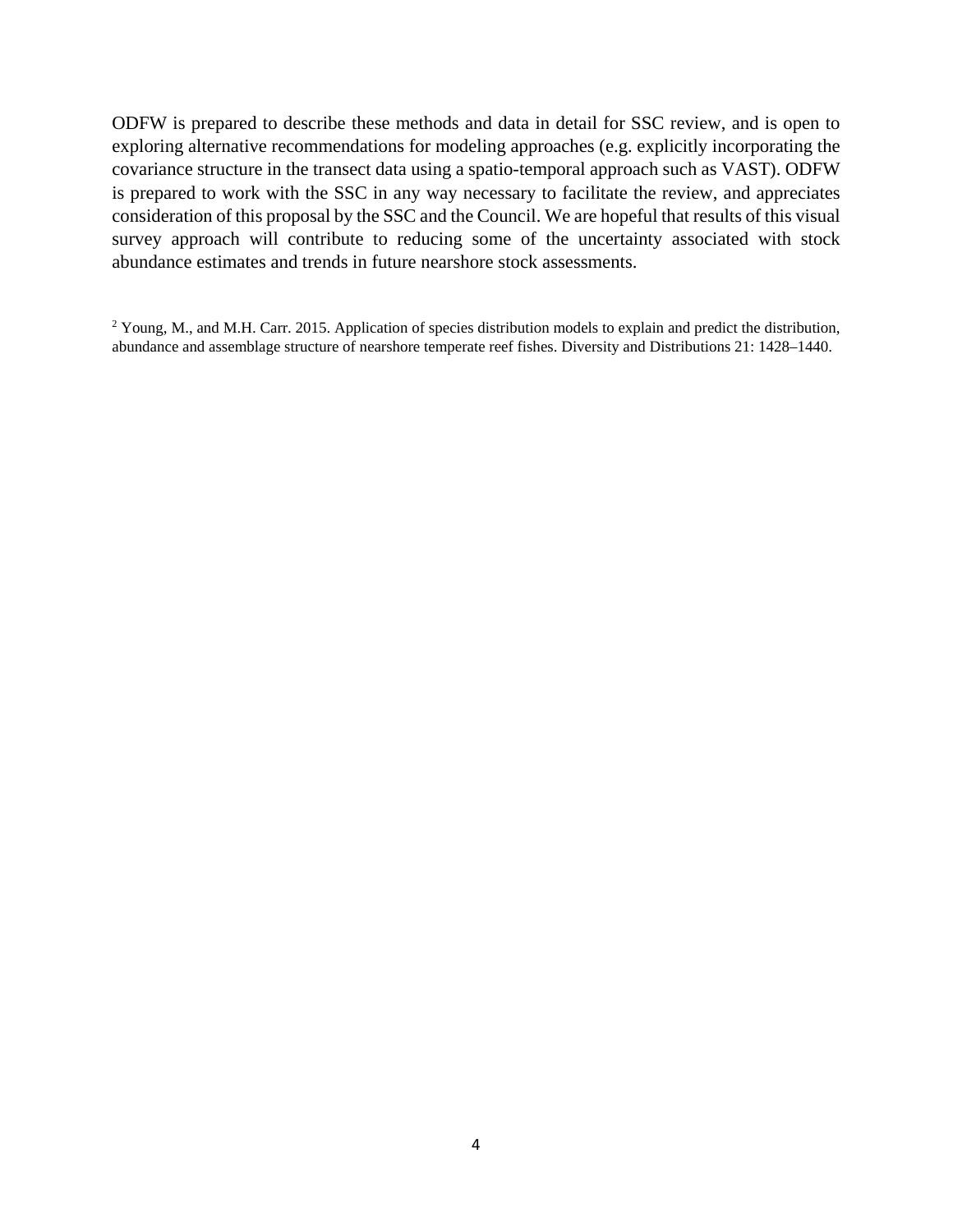ODFW is prepared to describe these methods and data in detail for SSC review, and is open to exploring alternative recommendations for modeling approaches (e.g. explicitly incorporating the covariance structure in the transect data using a spatio-temporal approach such as VAST). ODFW is prepared to work with the SSC in any way necessary to facilitate the review, and appreciates consideration of this proposal by the SSC and the Council. We are hopeful that results of this visual survey approach will contribute to reducing some of the uncertainty associated with stock abundance estimates and trends in future nearshore stock assessments.

[2] Young, M., and M.H. Carr. 2015. Application of species distribution models to explain and predict the distribution, abundance and assemblage structure of nearshore temperate reef fishes. Diversity and Distributions 21: 1428–1440.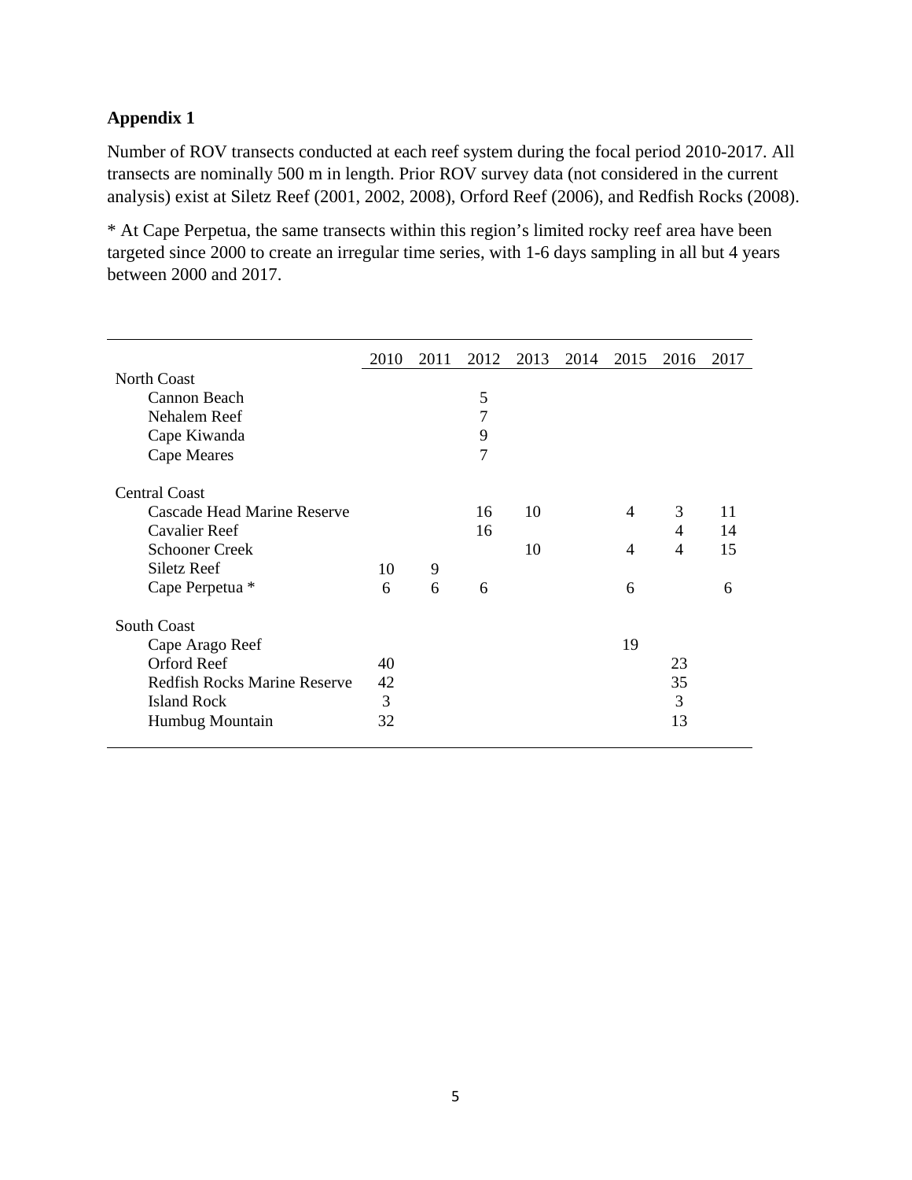**Appendix 1**

Number of ROV transects conducted at each reef system during the focal period 2010-2017. All transects are nominally 500 m in length. Prior ROV survey data (not considered in the current analysis) exist at Siletz Reef (2001, 2002, 2008), Orford Reef (2006), and Redfish Rocks (2008).

* At Cape Perpetua, the same transects within this region's limited rocky reef area have been targeted since 2000 to create an irregular time series, with 1-6 days sampling in all but 4 years between 2000 and 2017.

| | 2010 | 2011 | 2012 | 2013 | 2014 | 2015 | 2016 | 2017 |
|---|---|---|---|---|---|---|---|---|
| North Coast | | | | | | | | |
| Cannon Beach | | | 5 | | | | | |
| Nehalem Reef | | | 7 | | | | | |
| Cape Kiwanda | | | 9 | | | | | |
| Cape Meares | | | 7 | | | | | |
| Central Coast | | | | | | | | |
| Cascade Head Marine Reserve | | | 16 | 10 | | 4 | 3 | 11 |
| Cavalier Reef | | | 16 | | | | 4 | 14 |
| Schooner Creek | | | | 10 | | 4 | 4 | 15 |
| Siletz Reef | 10 | 9 | | | | | | |
| Cape Perpetua * | 6 | 6 | 6 | | | 6 | | 6 |
| South Coast | | | | | | | | |
| Cape Arago Reef | | | | | | 19 | | |
| Orford Reef | 40 | | | | | | 23 | |
| Redfish Rocks Marine Reserve | 42 | | | | | | 35 | |
| Island Rock | 3 | | | | | | 3 | |
| Humbug Mountain | 32 | | | | | | 13 | |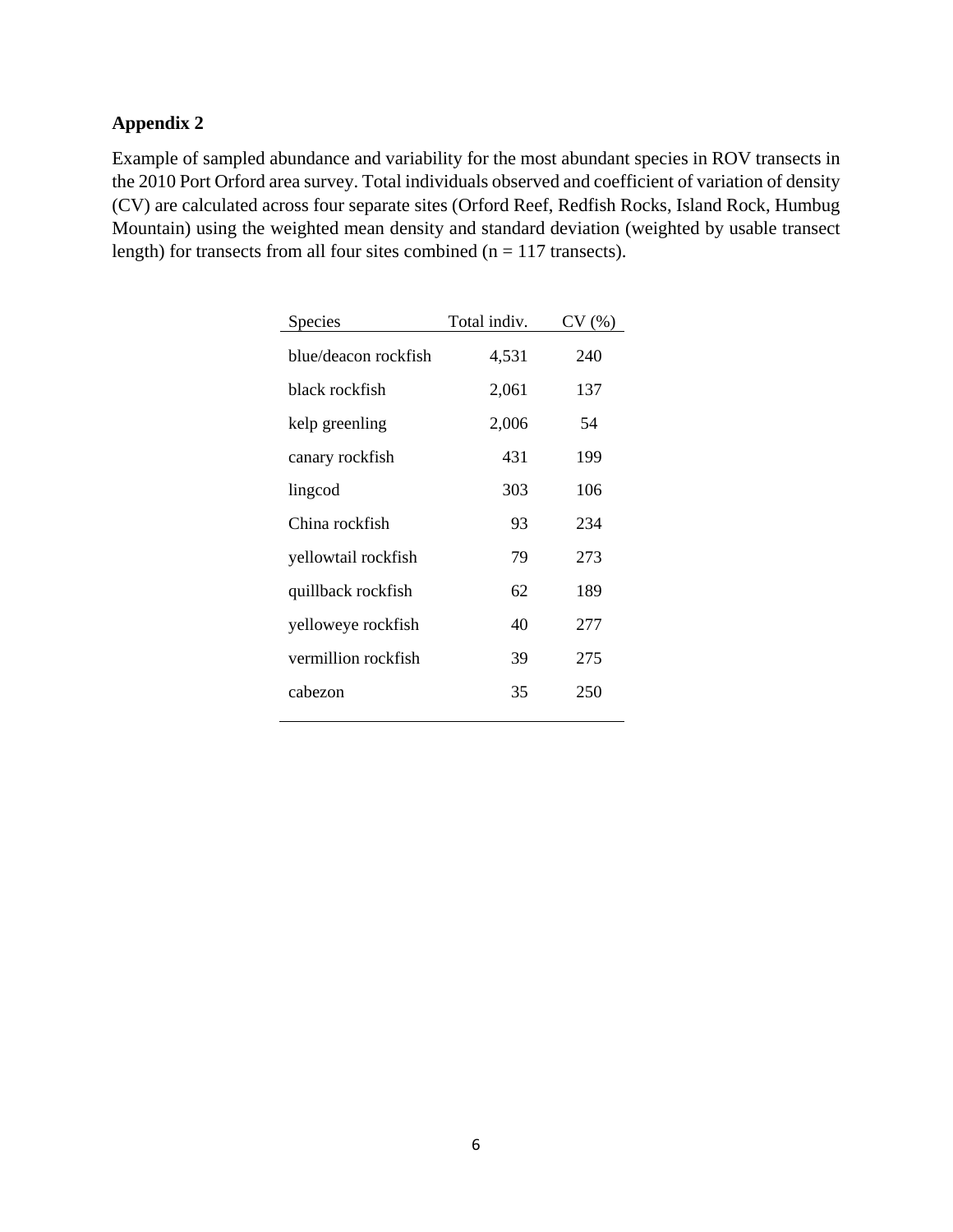## Appendix 2

Example of sampled abundance and variability for the most abundant species in ROV transects in the 2010 Port Orford area survey. Total individuals observed and coefficient of variation of density (CV) are calculated across four separate sites (Orford Reef, Redfish Rocks, Island Rock, Humbug Mountain) using the weighted mean density and standard deviation (weighted by usable transect length) for transects from all four sites combined (n = 117 transects).

| Species | Total indiv. | CV (%) |
|---|---|---|
| blue/deacon rockfish | 4,531 | 240 |
| black rockfish | 2,061 | 137 |
| kelp greenling | 2,006 | 54 |
| canary rockfish | 431 | 199 |
| lingcod | 303 | 106 |
| China rockfish | 93 | 234 |
| yellowtail rockfish | 79 | 273 |
| quillback rockfish | 62 | 189 |
| yelloweye rockfish | 40 | 277 |
| vermillion rockfish | 39 | 275 |
| cabezon | 35 | 250 |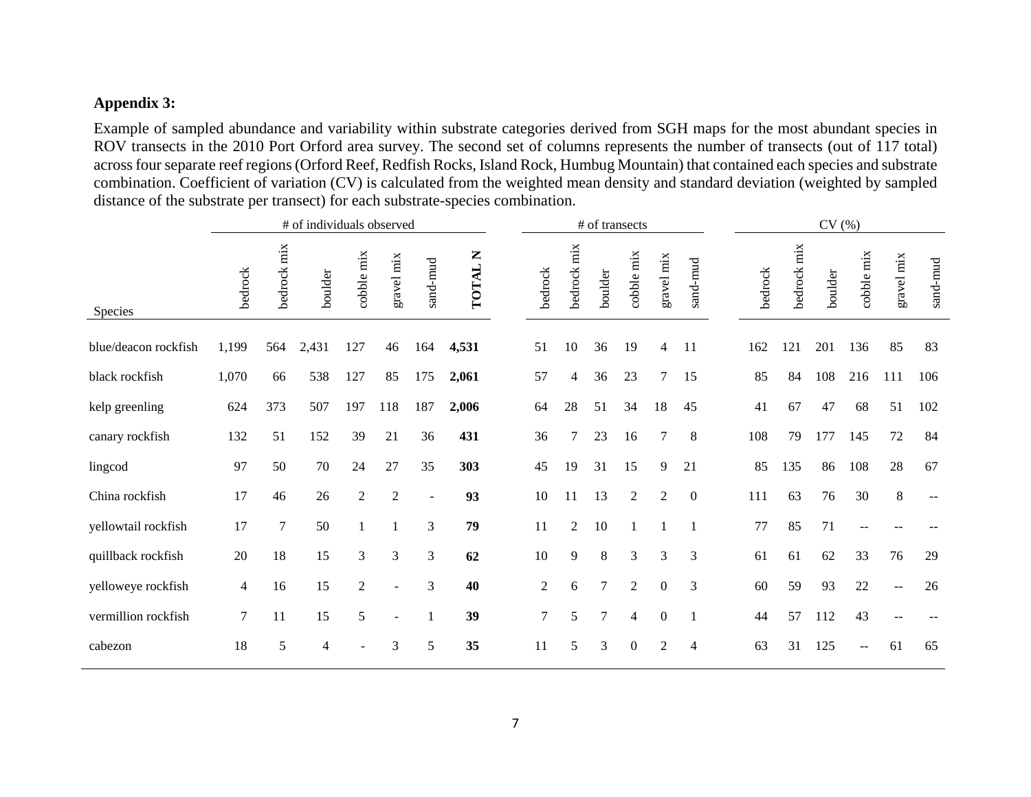**Appendix 3:**

Example of sampled abundance and variability within substrate categories derived from SGH maps for the most abundant species in ROV transects in the 2010 Port Orford area survey. The second set of columns represents the number of transects (out of 117 total) across four separate reef regions (Orford Reef, Redfish Rocks, Island Rock, Humbug Mountain) that contained each species and substrate combination. Coefficient of variation (CV) is calculated from the weighted mean density and standard deviation (weighted by sampled distance of the substrate per transect) for each substrate-species combination.

| | # of individuals observed | | | | | | | # of transects | | | | | | CV (%) | | | | | |
|---|---|---|---|---|---|---|---|---|---|---|---|---|---|---|---|---|---|---|---|
| Species | bedrock | bedrock mix | boulder | cobble mix | gravel mix | sand-mud | **TOTAL N** | bedrock | bedrock mix | boulder | cobble mix | gravel mix | sand-mud | bedrock | bedrock mix | boulder | cobble mix | gravel mix | sand-mud |
| blue/deacon rockfish | 1,199 | 564 | 2,431 | 127 | 46 | 164 | **4,531** | 51 | 10 | 36 | 19 | 4 | 11 | 162 | 121 | 201 | 136 | 85 | 83 |
| black rockfish | 1,070 | 66 | 538 | 127 | 85 | 175 | **2,061** | 57 | 4 | 36 | 23 | 7 | 15 | 85 | 84 | 108 | 216 | 111 | 106 |
| kelp greenling | 624 | 373 | 507 | 197 | 118 | 187 | **2,006** | 64 | 28 | 51 | 34 | 18 | 45 | 41 | 67 | 47 | 68 | 51 | 102 |
| canary rockfish | 132 | 51 | 152 | 39 | 21 | 36 | **431** | 36 | 7 | 23 | 16 | 7 | 8 | 108 | 79 | 177 | 145 | 72 | 84 |
| lingcod | 97 | 50 | 70 | 24 | 27 | 35 | **303** | 45 | 19 | 31 | 15 | 9 | 21 | 85 | 135 | 86 | 108 | 28 | 67 |
| China rockfish | 17 | 46 | 26 | 2 | 2 | - | **93** | 10 | 11 | 13 | 2 | 2 | 0 | 111 | 63 | 76 | 30 | 8 | -- |
| yellowtail rockfish | 17 | 7 | 50 | 1 | 1 | 3 | **79** | 11 | 2 | 10 | 1 | 1 | 1 | 77 | 85 | 71 | -- | -- | -- |
| quillback rockfish | 20 | 18 | 15 | 3 | 3 | 3 | **62** | 10 | 9 | 8 | 3 | 3 | 3 | 61 | 61 | 62 | 33 | 76 | 29 |
| yelloweye rockfish | 4 | 16 | 15 | 2 | - | 3 | **40** | 2 | 6 | 7 | 2 | 0 | 3 | 60 | 59 | 93 | 22 | -- | 26 |
| vermillion rockfish | 7 | 11 | 15 | 5 | - | 1 | **39** | 7 | 5 | 7 | 4 | 0 | 1 | 44 | 57 | 112 | 43 | -- | -- |
| cabezon | 18 | 5 | 4 | - | 3 | 5 | **35** | 11 | 5 | 3 | 0 | 2 | 4 | 63 | 31 | 125 | -- | 61 | 65 |